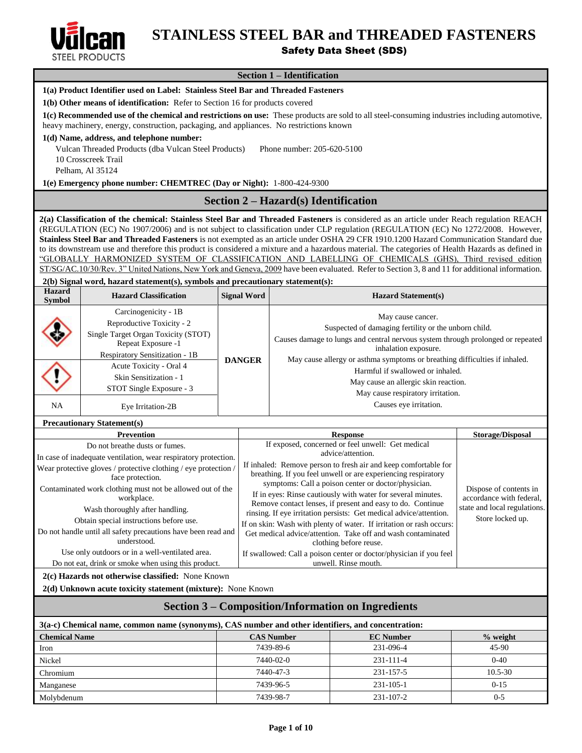# STAINLESS STEEL BAR and THREADED FASTENERS

## Safety Data Sheet (SDS)

## Section 1 – Identification

**1(a) Product Identifier used on Label: Stainless Steel Bar and Threaded Fasteners**

**1(b) Other means of identification:** Refer to Section 16 for products covered

**1(c) Recommended use of the chemical and restrictions on use:** These products are sold to all steel-consuming industries including automotive, heavy machinery, energy, construction, packaging, and appliances. No restrictions known

**1(d) Name, address, and telephone number:**

Vulcan Threaded Products (dba Vulcan Steel Products)
10 Crosscreek Trail
Pelham, Al 35124

Phone number: 205-620-5100

**1(e) Emergency phone number: CHEMTREC (Day or Night):** 1-800-424-9300

## Section 2 – Hazard(s) Identification

**2(a) Classification of the chemical: Stainless Steel Bar and Threaded Fasteners** is considered as an article under Reach regulation REACH (REGULATION (EC) No 1907/2006) and is not subject to classification under CLP regulation (REGULATION (EC) No 1272/2008. However, **Stainless Steel Bar and Threaded Fasteners** is not exempted as an article under OSHA 29 CFR 1910.1200 Hazard Communication Standard due to its downstream use and therefore this product is considered a mixture and a hazardous material. The categories of Health Hazards as defined in "GLOBALLY HARMONIZED SYSTEM OF CLASSIFICATION AND LABELLING OF CHEMICALS (GHS), Third revised edition ST/SG/AC.10/30/Rev. 3" United Nations, New York and Geneva, 2009 have been evaluated. Refer to Section 3, 8 and 11 for additional information.

**2(b) Signal word, hazard statement(s), symbols and precautionary statement(s):**

| Hazard Symbol | Hazard Classification | Signal Word | Hazard Statement(s) |
|---|---|---|---|
| (Health hazard) | Carcinogenicity - 1B<br>Reproductive Toxicity - 2<br>Single Target Organ Toxicity (STOT) Repeat Exposure -1<br>Respiratory Sensitization - 1B | DANGER | May cause cancer.<br>Suspected of damaging fertility or the unborn child.<br>Causes damage to lungs and central nervous system through prolonged or repeated inhalation exposure.<br>May cause allergy or asthma symptoms or breathing difficulties if inhaled.<br>Harmful if swallowed or inhaled.<br>May cause an allergic skin reaction.<br>May cause respiratory irritation.<br>Causes eye irritation. |
| (Exclamation mark) | Acute Toxicity - Oral 4<br>Skin Sensitization - 1<br>STOT Single Exposure - 3 | | |
| NA | Eye Irritation-2B | | |

**Precautionary Statement(s)**

| Prevention | Response | Storage/Disposal |
|---|---|---|
| Do not breathe dusts or fumes.<br>In case of inadequate ventilation, wear respiratory protection.<br>Wear protective gloves / protective clothing / eye protection / face protection.<br>Contaminated work clothing must not be allowed out of the workplace.<br>Wash thoroughly after handling.<br>Obtain special instructions before use.<br>Do not handle until all safety precautions have been read and understood.<br>Use only outdoors or in a well-ventilated area.<br>Do not eat, drink or smoke when using this product. | If exposed, concerned or feel unwell: Get medical advice/attention.<br>If inhaled: Remove person to fresh air and keep comfortable for breathing. If you feel unwell or are experiencing respiratory symptoms: Call a poison center or doctor/physician.<br>If in eyes: Rinse cautiously with water for several minutes. Remove contact lenses, if present and easy to do. Continue rinsing. If eye irritation persists: Get medical advice/attention.<br>If on skin: Wash with plenty of water. If irritation or rash occurs: Get medical advice/attention. Take off and wash contaminated clothing before reuse.<br>If swallowed: Call a poison center or doctor/physician if you feel unwell. Rinse mouth. | Dispose of contents in accordance with federal, state and local regulations.<br>Store locked up. |

**2(c) Hazards not otherwise classified:** None Known

**2(d) Unknown acute toxicity statement (mixture):** None Known

## Section 3 – Composition/Information on Ingredients

**3(a-c) Chemical name, common name (synonyms), CAS number and other identifiers, and concentration:**

| Chemical Name | CAS Number | EC Number | % weight |
|---|---|---|---|
| Iron | 7439-89-6 | 231-096-4 | 45-90 |
| Nickel | 7440-02-0 | 231-111-4 | 0-40 |
| Chromium | 7440-47-3 | 231-157-5 | 10.5-30 |
| Manganese | 7439-96-5 | 231-105-1 | 0-15 |
| Molybdenum | 7439-98-7 | 231-107-2 | 0-5 |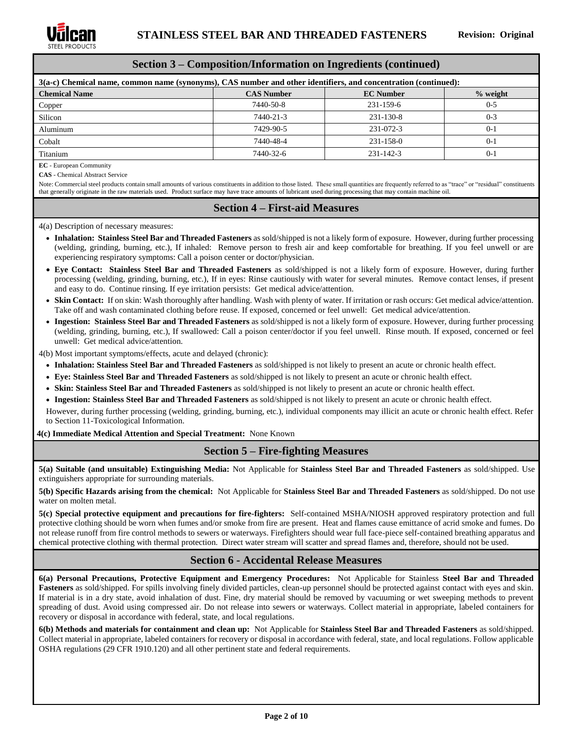## Section 3 – Composition/Information on Ingredients (continued)

**3(a-c) Chemical name, common name (synonyms), CAS number and other identifiers, and concentration (continued):**

| Chemical Name | CAS Number | EC Number | % weight |
|---|---|---|---|
| Copper | 7440-50-8 | 231-159-6 | 0-5 |
| Silicon | 7440-21-3 | 231-130-8 | 0-3 |
| Aluminum | 7429-90-5 | 231-072-3 | 0-1 |
| Cobalt | 7440-48-4 | 231-158-0 | 0-1 |
| Titanium | 7440-32-6 | 231-142-3 | 0-1 |

**EC** - European Community

**CAS** - Chemical Abstract Service

Note: Commercial steel products contain small amounts of various constituents in addition to those listed. These small quantities are frequently referred to as "trace" or "residual" constituents that generally originate in the raw materials used. Product surface may have trace amounts of lubricant used during processing that may contain machine oil.

## Section 4 – First-aid Measures

4(a) Description of necessary measures:

- **Inhalation: Stainless Steel Bar and Threaded Fasteners** as sold/shipped is not a likely form of exposure. However, during further processing (welding, grinding, burning, etc.), If inhaled: Remove person to fresh air and keep comfortable for breathing. If you feel unwell or are experiencing respiratory symptoms: Call a poison center or doctor/physician.
- **Eye Contact: Stainless Steel Bar and Threaded Fasteners** as sold/shipped is not a likely form of exposure. However, during further processing (welding, grinding, burning, etc.), If in eyes: Rinse cautiously with water for several minutes. Remove contact lenses, if present and easy to do. Continue rinsing. If eye irritation persists: Get medical advice/attention.
- **Skin Contact:** If on skin: Wash thoroughly after handling. Wash with plenty of water. If irritation or rash occurs: Get medical advice/attention. Take off and wash contaminated clothing before reuse. If exposed, concerned or feel unwell: Get medical advice/attention.
- **Ingestion: Stainless Steel Bar and Threaded Fasteners** as sold/shipped is not a likely form of exposure. However, during further processing (welding, grinding, burning, etc.), If swallowed: Call a poison center/doctor if you feel unwell. Rinse mouth. If exposed, concerned or feel unwell: Get medical advice/attention.

4(b) Most important symptoms/effects, acute and delayed (chronic):

- **Inhalation: Stainless Steel Bar and Threaded Fasteners** as sold/shipped is not likely to present an acute or chronic health effect.
- **Eye: Stainless Steel Bar and Threaded Fasteners** as sold/shipped is not likely to present an acute or chronic health effect.
- **Skin: Stainless Steel Bar and Threaded Fasteners** as sold/shipped is not likely to present an acute or chronic health effect.
- **Ingestion: Stainless Steel Bar and Threaded Fasteners** as sold/shipped is not likely to present an acute or chronic health effect.

However, during further processing (welding, grinding, burning, etc.), individual components may illicit an acute or chronic health effect. Refer to Section 11-Toxicological Information.

**4(c) Immediate Medical Attention and Special Treatment:** None Known

## Section 5 – Fire-fighting Measures

**5(a) Suitable (and unsuitable) Extinguishing Media:** Not Applicable for **Stainless Steel Bar and Threaded Fasteners** as sold/shipped. Use extinguishers appropriate for surrounding materials.

**5(b) Specific Hazards arising from the chemical:** Not Applicable for **Stainless Steel Bar and Threaded Fasteners** as sold/shipped. Do not use water on molten metal.

**5(c) Special protective equipment and precautions for fire-fighters:** Self-contained MSHA/NIOSH approved respiratory protection and full protective clothing should be worn when fumes and/or smoke from fire are present. Heat and flames cause emittance of acrid smoke and fumes. Do not release runoff from fire control methods to sewers or waterways. Firefighters should wear full face-piece self-contained breathing apparatus and chemical protective clothing with thermal protection. Direct water stream will scatter and spread flames and, therefore, should not be used.

## Section 6 - Accidental Release Measures

**6(a) Personal Precautions, Protective Equipment and Emergency Procedures:** Not Applicable for Stainless **Steel Bar and Threaded Fasteners** as sold/shipped. For spills involving finely divided particles, clean-up personnel should be protected against contact with eyes and skin. If material is in a dry state, avoid inhalation of dust. Fine, dry material should be removed by vacuuming or wet sweeping methods to prevent spreading of dust. Avoid using compressed air. Do not release into sewers or waterways. Collect material in appropriate, labeled containers for recovery or disposal in accordance with federal, state, and local regulations.

**6(b) Methods and materials for containment and clean up:** Not Applicable for **Stainless Steel Bar and Threaded Fasteners** as sold/shipped. Collect material in appropriate, labeled containers for recovery or disposal in accordance with federal, state, and local regulations. Follow applicable OSHA regulations (29 CFR 1910.120) and all other pertinent state and federal requirements.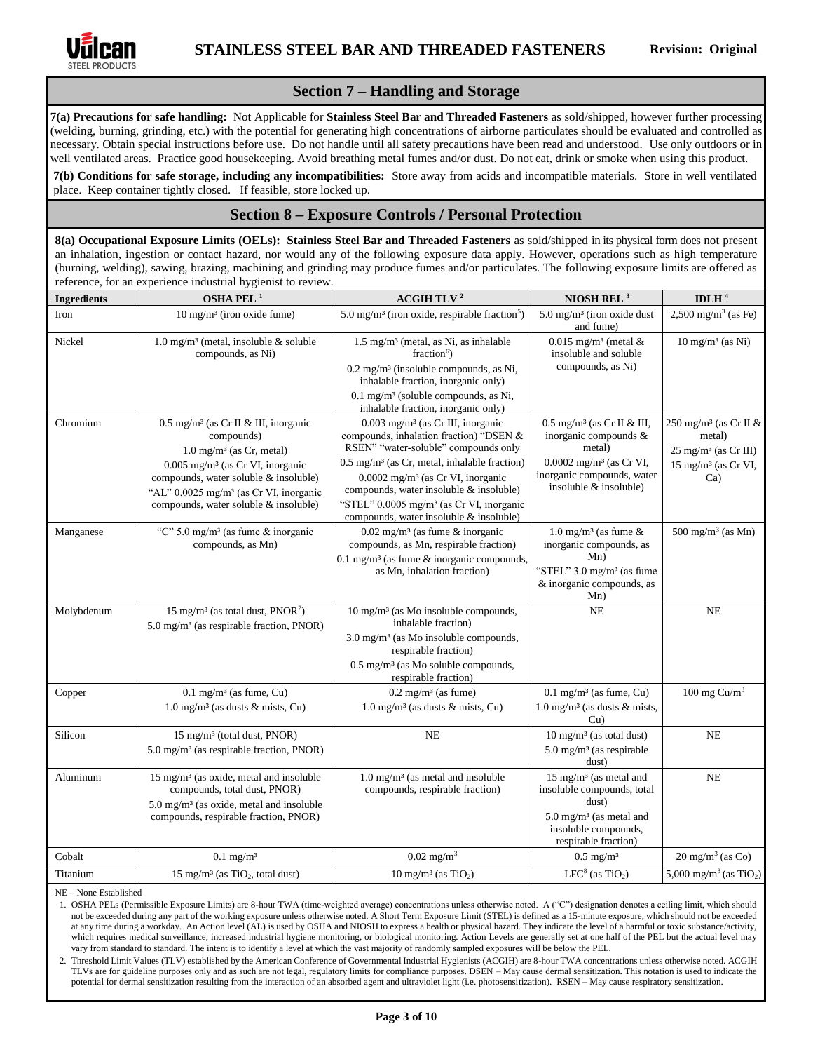## Section 7 – Handling and Storage

**7(a) Precautions for safe handling:** Not Applicable for **Stainless Steel Bar and Threaded Fasteners** as sold/shipped, however further processing (welding, burning, grinding, etc.) with the potential for generating high concentrations of airborne particulates should be evaluated and controlled as necessary. Obtain special instructions before use. Do not handle until all safety precautions have been read and understood. Use only outdoors or in well ventilated areas. Practice good housekeeping. Avoid breathing metal fumes and/or dust. Do not eat, drink or smoke when using this product.

**7(b) Conditions for safe storage, including any incompatibilities:** Store away from acids and incompatible materials. Store in well ventilated place. Keep container tightly closed. If feasible, store locked up.

## Section 8 – Exposure Controls / Personal Protection

**8(a) Occupational Exposure Limits (OELs): Stainless Steel Bar and Threaded Fasteners** as sold/shipped in its physical form does not present an inhalation, ingestion or contact hazard, nor would any of the following exposure data apply. However, operations such as high temperature (burning, welding), sawing, brazing, machining and grinding may produce fumes and/or particulates. The following exposure limits are offered as reference, for an experience industrial hygienist to review.

| Ingredients | OSHA PEL [1] | ACGIH TLV [2] | NIOSH REL [3] | IDLH [4] |
|---|---|---|---|---|
| Iron | 10 mg/m³ (iron oxide fume) | 5.0 mg/m³ (iron oxide, respirable fraction[5]) | 5.0 mg/m³ (iron oxide dust and fume) | 2,500 mg/m³ (as Fe) |
| Nickel | 1.0 mg/m³ (metal, insoluble & soluble compounds, as Ni) | 1.5 mg/m³ (metal, as Ni, as inhalable fraction[6])<br>0.2 mg/m³ (insoluble compounds, as Ni, inhalable fraction, inorganic only)<br>0.1 mg/m³ (soluble compounds, as Ni, inhalable fraction, inorganic only) | 0.015 mg/m³ (metal & insoluble and soluble compounds, as Ni) | 10 mg/m³ (as Ni) |
| Chromium | 0.5 mg/m³ (as Cr II & III, inorganic compounds)<br>1.0 mg/m³ (as Cr, metal)<br>0.005 mg/m³ (as Cr VI, inorganic compounds, water soluble & insoluble)<br>"AL" 0.0025 mg/m³ (as Cr VI, inorganic compounds, water soluble & insoluble) | 0.003 mg/m³ (as Cr III, inorganic compounds, inhalation fraction) "DSEN & RSEN" "water-soluble" compounds only<br>0.5 mg/m³ (as Cr, metal, inhalable fraction)<br>0.0002 mg/m³ (as Cr VI, inorganic compounds, water insoluble & insoluble)<br>"STEL" 0.0005 mg/m³ (as Cr VI, inorganic compounds, water insoluble & insoluble) | 0.5 mg/m³ (as Cr II & III, inorganic compounds & metal)<br>0.0002 mg/m³ (as Cr VI, inorganic compounds, water insoluble & insoluble) | 250 mg/m³ (as Cr II & metal)<br>25 mg/m³ (as Cr III)<br>15 mg/m³ (as Cr VI, Ca) |
| Manganese | "C" 5.0 mg/m³ (as fume & inorganic compounds, as Mn) | 0.02 mg/m³ (as fume & inorganic compounds, as Mn, respirable fraction)<br>0.1 mg/m³ (as fume & inorganic compounds, as Mn, inhalation fraction) | 1.0 mg/m³ (as fume & inorganic compounds, as Mn)<br>"STEL" 3.0 mg/m³ (as fume & inorganic compounds, as Mn) | 500 mg/m³ (as Mn) |
| Molybdenum | 15 mg/m³ (as total dust, PNOR[7])<br>5.0 mg/m³ (as respirable fraction, PNOR) | 10 mg/m³ (as Mo insoluble compounds, inhalable fraction)<br>3.0 mg/m³ (as Mo insoluble compounds, respirable fraction)<br>0.5 mg/m³ (as Mo soluble compounds, respirable fraction) | NE | NE |
| Copper | 0.1 mg/m³ (as fume, Cu)<br>1.0 mg/m³ (as dusts & mists, Cu) | 0.2 mg/m³ (as fume)<br>1.0 mg/m³ (as dusts & mists, Cu) | 0.1 mg/m³ (as fume, Cu)<br>1.0 mg/m³ (as dusts & mists, Cu) | 100 mg Cu/m³ |
| Silicon | 15 mg/m³ (total dust, PNOR)<br>5.0 mg/m³ (as respirable fraction, PNOR) | NE | 10 mg/m³ (as total dust)<br>5.0 mg/m³ (as respirable dust) | NE |
| Aluminum | 15 mg/m³ (as oxide, metal and insoluble compounds, total dust, PNOR)<br>5.0 mg/m³ (as oxide, metal and insoluble compounds, respirable fraction, PNOR) | 1.0 mg/m³ (as metal and insoluble compounds, respirable fraction) | 15 mg/m³ (as metal and insoluble compounds, total dust)<br>5.0 mg/m³ (as metal and insoluble compounds, respirable fraction) | NE |
| Cobalt | 0.1 mg/m³ | 0.02 mg/m³ | 0.5 mg/m³ | 20 mg/m³ (as Co) |
| Titanium | 15 mg/m³ (as $TiO_2$, total dust) | 10 mg/m³ (as $TiO_2$) | LFC[8] (as $TiO_2$) | 5,000 mg/m³ (as $TiO_2$) |

NE – None Established

1. OSHA PELs (Permissible Exposure Limits) are 8-hour TWA (time-weighted average) concentrations unless otherwise noted. A ("C") designation denotes a ceiling limit, which should not be exceeded during any part of the working exposure unless otherwise noted. A Short Term Exposure Limit (STEL) is defined as a 15-minute exposure, which should not be exceeded at any time during a workday. An Action level (AL) is used by OSHA and NIOSH to express a health or physical hazard. They indicate the level of a harmful or toxic substance/activity, which requires medical surveillance, increased industrial hygiene monitoring, or biological monitoring. Action Levels are generally set at one half of the PEL but the actual level may vary from standard to standard. The intent is to identify a level at which the vast majority of randomly sampled exposures will be below the PEL.
2. Threshold Limit Values (TLV) established by the American Conference of Governmental Industrial Hygienists (ACGIH) are 8-hour TWA concentrations unless otherwise noted. ACGIH TLVs are for guideline purposes only and as such are not legal, regulatory limits for compliance purposes. DSEN – May cause dermal sensitization. This notation is used to indicate the potential for dermal sensitization resulting from the interaction of an absorbed agent and ultraviolet light (i.e. photosensitization). RSEN – May cause respiratory sensitization.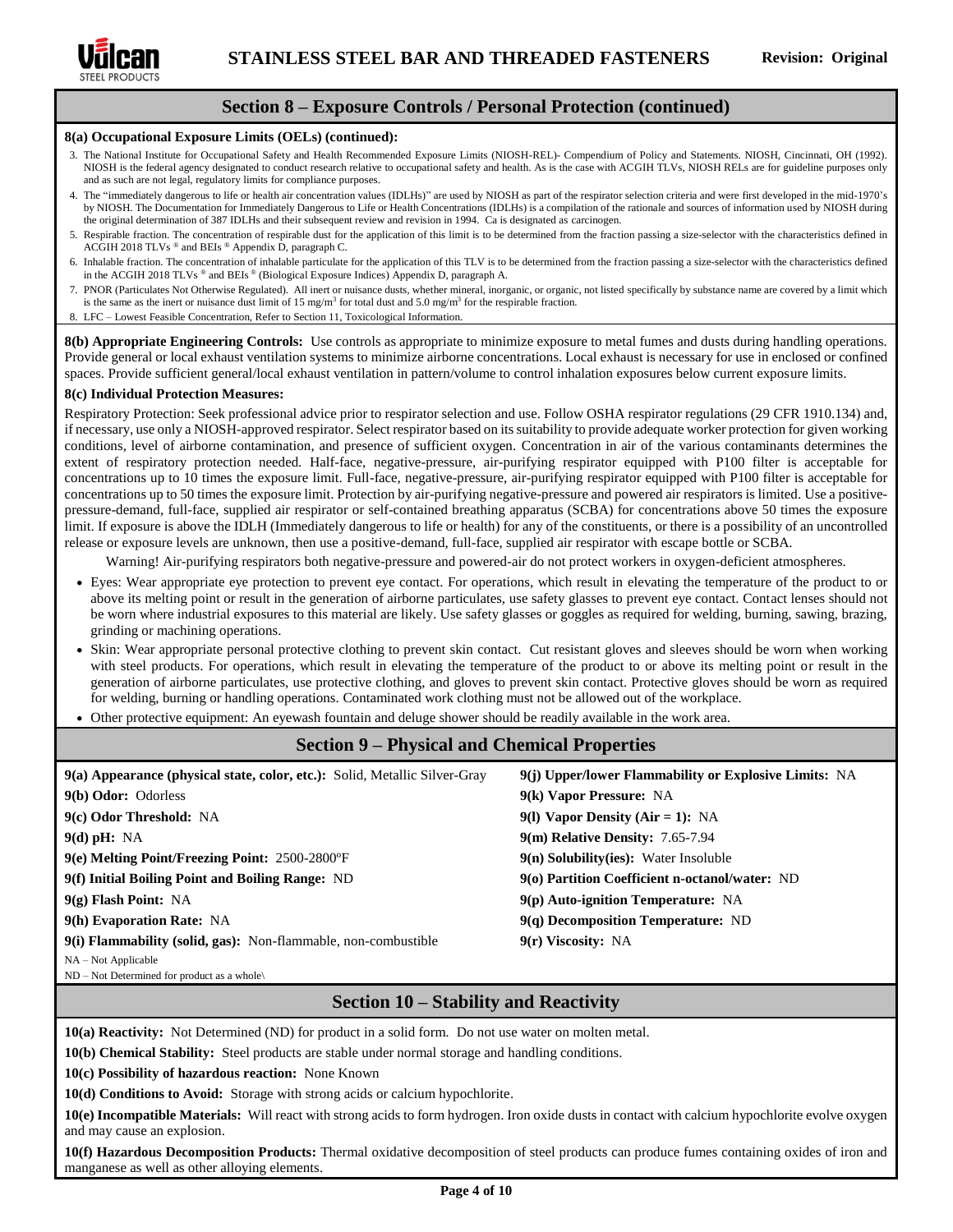## Section 8 – Exposure Controls / Personal Protection (continued)

**8(a) Occupational Exposure Limits (OELs) (continued):**

3. The National Institute for Occupational Safety and Health Recommended Exposure Limits (NIOSH-REL)- Compendium of Policy and Statements. NIOSH, Cincinnati, OH (1992). NIOSH is the federal agency designated to conduct research relative to occupational safety and health. As is the case with ACGIH TLVs, NIOSH RELs are for guideline purposes only and as such are not legal, regulatory limits for compliance purposes.
4. The "immediately dangerous to life or health air concentration values (IDLHs)" are used by NIOSH as part of the respirator selection criteria and were first developed in the mid-1970's by NIOSH. The Documentation for Immediately Dangerous to Life or Health Concentrations (IDLHs) is a compilation of the rationale and sources of information used by NIOSH during the original determination of 387 IDLHs and their subsequent review and revision in 1994. Ca is designated as carcinogen.
5. Respirable fraction. The concentration of respirable dust for the application of this limit is to be determined from the fraction passing a size-selector with the characteristics defined in ACGIH 2018 TLVs ® and BEIs ® Appendix D, paragraph C.
6. Inhalable fraction. The concentration of inhalable particulate for the application of this TLV is to be determined from the fraction passing a size-selector with the characteristics defined in the ACGIH 2018 TLVs ® and BEIs ® (Biological Exposure Indices) Appendix D, paragraph A.
7. PNOR (Particulates Not Otherwise Regulated). All inert or nuisance dusts, whether mineral, inorganic, or organic, not listed specifically by substance name are covered by a limit which is the same as the inert or nuisance dust limit of 15 $mg/m^3$ for total dust and 5.0 $mg/m^3$ for the respirable fraction.
8. LFC – Lowest Feasible Concentration, Refer to Section 11, Toxicological Information.

**8(b) Appropriate Engineering Controls:** Use controls as appropriate to minimize exposure to metal fumes and dusts during handling operations. Provide general or local exhaust ventilation systems to minimize airborne concentrations. Local exhaust is necessary for use in enclosed or confined spaces. Provide sufficient general/local exhaust ventilation in pattern/volume to control inhalation exposures below current exposure limits.

**8(c) Individual Protection Measures:**

Respiratory Protection: Seek professional advice prior to respirator selection and use. Follow OSHA respirator regulations (29 CFR 1910.134) and, if necessary, use only a NIOSH-approved respirator. Select respirator based on its suitability to provide adequate worker protection for given working conditions, level of airborne contamination, and presence of sufficient oxygen. Concentration in air of the various contaminants determines the extent of respiratory protection needed. Half-face, negative-pressure, air-purifying respirator equipped with P100 filter is acceptable for concentrations up to 10 times the exposure limit. Full-face, negative-pressure, air-purifying respirator equipped with P100 filter is acceptable for concentrations up to 50 times the exposure limit. Protection by air-purifying negative-pressure and powered air respirators is limited. Use a positive-pressure-demand, full-face, supplied air respirator or self-contained breathing apparatus (SCBA) for concentrations above 50 times the exposure limit. If exposure is above the IDLH (Immediately dangerous to life or health) for any of the constituents, or there is a possibility of an uncontrolled release or exposure levels are unknown, then use a positive-demand, full-face, supplied air respirator with escape bottle or SCBA.

Warning! Air-purifying respirators both negative-pressure and powered-air do not protect workers in oxygen-deficient atmospheres.

- Eyes: Wear appropriate eye protection to prevent eye contact. For operations, which result in elevating the temperature of the product to or above its melting point or result in the generation of airborne particulates, use safety glasses to prevent eye contact. Contact lenses should not be worn where industrial exposures to this material are likely. Use safety glasses or goggles as required for welding, burning, sawing, brazing, grinding or machining operations.
- Skin: Wear appropriate personal protective clothing to prevent skin contact. Cut resistant gloves and sleeves should be worn when working with steel products. For operations, which result in elevating the temperature of the product to or above its melting point or result in the generation of airborne particulates, use protective clothing, and gloves to prevent skin contact. Protective gloves should be worn as required for welding, burning or handling operations. Contaminated work clothing must not be allowed out of the workplace.
- Other protective equipment: An eyewash fountain and deluge shower should be readily available in the work area.

## Section 9 – Physical and Chemical Properties

**9(a) Appearance (physical state, color, etc.):** Solid, Metallic Silver-Gray

**9(b) Odor:** Odorless

**9(c) Odor Threshold:** NA

**9(d) pH:** NA

**9(e) Melting Point/Freezing Point:** 2500-2800°F

**9(f) Initial Boiling Point and Boiling Range:** ND

**9(g) Flash Point:** NA

**9(h) Evaporation Rate:** NA

**9(i) Flammability (solid, gas):** Non-flammable, non-combustible

**9(j) Upper/lower Flammability or Explosive Limits:** NA

**9(k) Vapor Pressure:** NA

**9(l) Vapor Density (Air = 1):** NA

**9(m) Relative Density:** 7.65-7.94

**9(n) Solubility(ies):** Water Insoluble

**9(o) Partition Coefficient n-octanol/water:** ND

**9(p) Auto-ignition Temperature:** NA

**9(q) Decomposition Temperature:** ND

**9(r) Viscosity:** NA

NA – Not Applicable
ND – Not Determined for product as a whole\

## Section 10 – Stability and Reactivity

**10(a) Reactivity:** Not Determined (ND) for product in a solid form. Do not use water on molten metal.

**10(b) Chemical Stability:** Steel products are stable under normal storage and handling conditions.

**10(c) Possibility of hazardous reaction:** None Known

**10(d) Conditions to Avoid:** Storage with strong acids or calcium hypochlorite.

**10(e) Incompatible Materials:** Will react with strong acids to form hydrogen. Iron oxide dusts in contact with calcium hypochlorite evolve oxygen and may cause an explosion.

**10(f) Hazardous Decomposition Products:** Thermal oxidative decomposition of steel products can produce fumes containing oxides of iron and manganese as well as other alloying elements.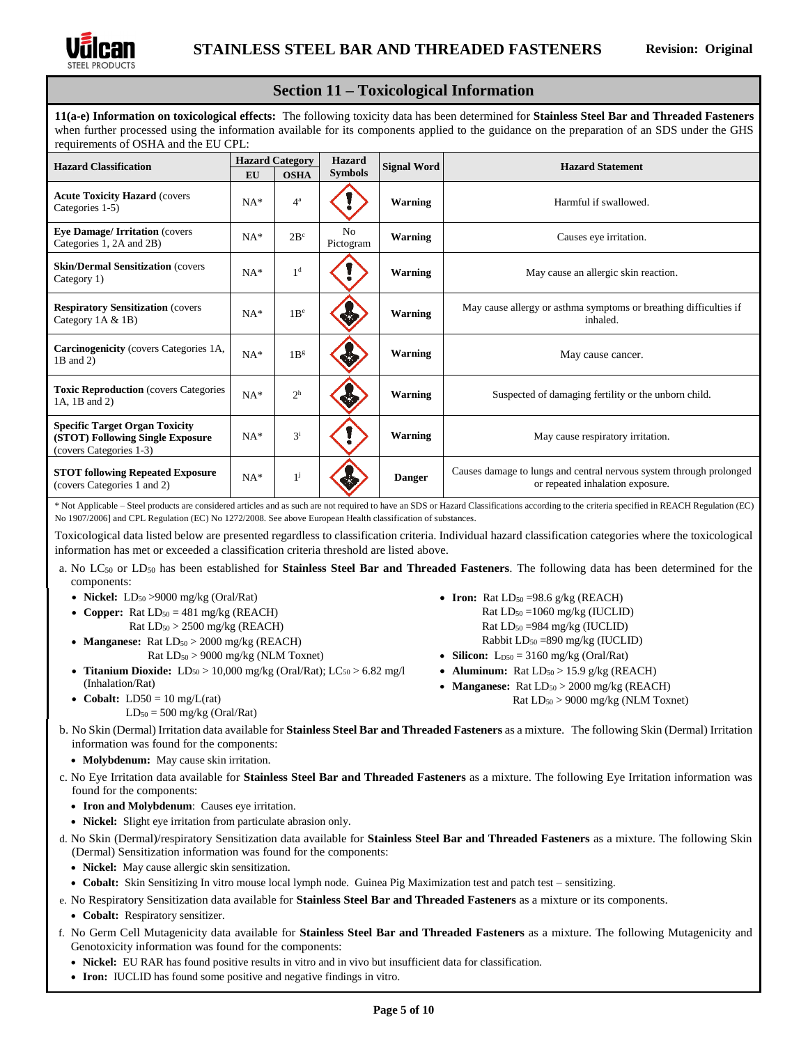## Section 11 – Toxicological Information

**11(a-e) Information on toxicological effects:** The following toxicity data has been determined for **Stainless Steel Bar and Threaded Fasteners** when further processed using the information available for its components applied to the guidance on the preparation of an SDS under the GHS requirements of OSHA and the EU CPL:

| Hazard Classification | Hazard Category | | Hazard Symbols | Signal Word | Hazard Statement |
|---|---|---|---|---|---|
| | EU | OSHA | | | |
| **Acute Toxicity Hazard** (covers Categories 1-5) | NA* | 4[a] | | **Warning** | Harmful if swallowed. |
| **Eye Damage/ Irritation** (covers Categories 1, 2A and 2B) | NA* | 2B[c] | No Pictogram | **Warning** | Causes eye irritation. |
| **Skin/Dermal Sensitization** (covers Category 1) | NA* | 1[d] | | **Warning** | May cause an allergic skin reaction. |
| **Respiratory Sensitization** (covers Category 1A & 1B) | NA* | 1B[e] | | **Warning** | May cause allergy or asthma symptoms or breathing difficulties if inhaled. |
| **Carcinogenicity** (covers Categories 1A, 1B and 2) | NA* | 1B[g] | | **Warning** | May cause cancer. |
| **Toxic Reproduction** (covers Categories 1A, 1B and 2) | NA* | 2[h] | | **Warning** | Suspected of damaging fertility or the unborn child. |
| **Specific Target Organ Toxicity (STOT) Following Single Exposure** (covers Categories 1-3) | NA* | 3[i] | | **Warning** | May cause respiratory irritation. |
| **STOT following Repeated Exposure** (covers Categories 1 and 2) | NA* | 1[j] | | **Danger** | Causes damage to lungs and central nervous system through prolonged or repeated inhalation exposure. |

\* Not Applicable – Steel products are considered articles and as such are not required to have an SDS or Hazard Classifications according to the criteria specified in REACH Regulation (EC) No 1907/2006] and CPL Regulation (EC) No 1272/2008. See above European Health classification of substances.

Toxicological data listed below are presented regardless to classification criteria. Individual hazard classification categories where the toxicological information has met or exceeded a classification criteria threshold are listed above.

a. No $LC_{50}$ or $LD_{50}$ has been established for **Stainless Steel Bar and Threaded Fasteners**. The following data has been determined for the components:

- **Nickel:** $LD_{50}$ >9000 mg/kg (Oral/Rat)
- **Copper:** Rat $LD_{50}$ = 481 mg/kg (REACH)
  Rat $LD_{50}$ > 2500 mg/kg (REACH)
- **Manganese:** Rat $LD_{50}$ > 2000 mg/kg (REACH)
  Rat $LD_{50}$ > 9000 mg/kg (NLM Toxnet)
- **Titanium Dioxide:** $LD_{50}$ > 10,000 mg/kg (Oral/Rat); $LC_{50}$ > 6.82 mg/l (Inhalation/Rat)
- **Cobalt:** LD50 = 10 mg/L(rat)
  $LD_{50}$ = 500 mg/kg (Oral/Rat)
- **Iron:** Rat $LD_{50}$ =98.6 g/kg (REACH)
  Rat $LD_{50}$ =1060 mg/kg (IUCLID)
  Rat $LD_{50}$ =984 mg/kg (IUCLID)
  Rabbit $LD_{50}$ =890 mg/kg (IUCLID)
- **Silicon:** $L_{D50}$ = 3160 mg/kg (Oral/Rat)
- **Aluminum:** Rat $LD_{50}$ > 15.9 g/kg (REACH)
- **Manganese:** Rat $LD_{50}$ > 2000 mg/kg (REACH)
  Rat $LD_{50}$ > 9000 mg/kg (NLM Toxnet)

b. No Skin (Dermal) Irritation data available for **Stainless Steel Bar and Threaded Fasteners** as a mixture. The following Skin (Dermal) Irritation information was found for the components:

- **Molybdenum:** May cause skin irritation.

c. No Eye Irritation data available for **Stainless Steel Bar and Threaded Fasteners** as a mixture. The following Eye Irritation information was found for the components:

- **Iron and Molybdenum**: Causes eye irritation.
- **Nickel:** Slight eye irritation from particulate abrasion only.

d. No Skin (Dermal)/respiratory Sensitization data available for **Stainless Steel Bar and Threaded Fasteners** as a mixture. The following Skin (Dermal) Sensitization information was found for the components:

- **Nickel:** May cause allergic skin sensitization.
- **Cobalt:** Skin Sensitizing In vitro mouse local lymph node. Guinea Pig Maximization test and patch test – sensitizing.

e. No Respiratory Sensitization data available for **Stainless Steel Bar and Threaded Fasteners** as a mixture or its components.

- **Cobalt:** Respiratory sensitizer.

f. No Germ Cell Mutagenicity data available for **Stainless Steel Bar and Threaded Fasteners** as a mixture. The following Mutagenicity and Genotoxicity information was found for the components:

- **Nickel:** EU RAR has found positive results in vitro and in vivo but insufficient data for classification.
- **Iron:** IUCLID has found some positive and negative findings in vitro.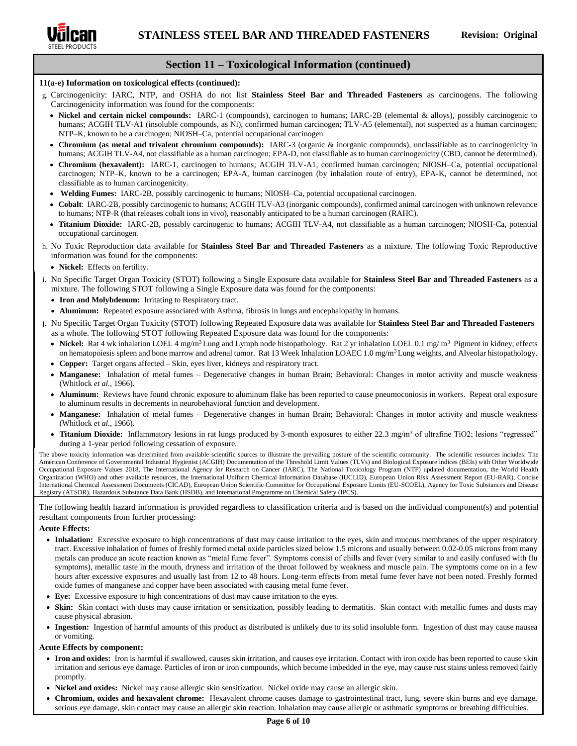## Section 11 – Toxicological Information (continued)

**11(a-e) Information on toxicological effects (continued):**

g. Carcinogenicity: IARC, NTP, and OSHA do not list **Stainless Steel Bar and Threaded Fasteners** as carcinogens. The following Carcinogenicity information was found for the components:

- **Nickel and certain nickel compounds:** IARC-1 (compounds), carcinogen to humans; IARC-2B (elemental & alloys), possibly carcinogenic to humans; ACGIH TLV-A1 (insoluble compounds, as Ni), confirmed human carcinogen; TLV-A5 (elemental), not suspected as a human carcinogen; NTP–K, known to be a carcinogen; NIOSH–Ca, potential occupational carcinogen
- **Chromium (as metal and trivalent chromium compounds):** IARC-3 (organic & inorganic compounds), unclassifiable as to carcinogenicity in humans; ACGIH TLV-A4, not classifiable as a human carcinogen; EPA-D, not classifiable as to human carcinogenicity (CBD, cannot be determined).
- **Chromium (hexavalent):** IARC-1, carcinogen to humans; ACGIH TLV-A1, confirmed human carcinogen; NIOSH–Ca, potential occupational carcinogen; NTP–K, known to be a carcinogen; EPA-A, human carcinogen (by inhalation route of entry), EPA-K, cannot be determined, not classifiable as to human carcinogenicity.
- **Welding Fumes:** IARC-2B, possibly carcinogenic to humans; NIOSH–Ca, potential occupational carcinogen.
- **Cobalt**: IARC-2B, possibly carcinogenic to humans; ACGIH TLV-A3 (inorganic compounds), confirmed animal carcinogen with unknown relevance to humans; NTP-R (that releases cobalt ions in vivo), reasonably anticipated to be a human carcinogen (RAHC).
- **Titanium Dioxide:** IARC-2B, possibly carcinogenic to humans; ACGIH TLV-A4, not classifiable as a human carcinogen; NIOSH-Ca, potential occupational carcinogen.

h. No Toxic Reproduction data available for **Stainless Steel Bar and Threaded Fasteners** as a mixture. The following Toxic Reproductive information was found for the components:

- **Nickel:** Effects on fertility.

i. No Specific Target Organ Toxicity (STOT) following a Single Exposure data available for **Stainless Steel Bar and Threaded Fasteners** as a mixture. The following STOT following a Single Exposure data was found for the components:

- **Iron and Molybdenum:** Irritating to Respiratory tract.
- **Aluminum:** Repeated exposure associated with Asthma, fibrosis in lungs and encephalopathy in humans.

j. No Specific Target Organ Toxicity (STOT) following Repeated Exposure data was available for **Stainless Steel Bar and Threaded Fasteners** as a whole. The following STOT following Repeated Exposure data was found for the components:

- **Nickel:** Rat 4 wk inhalation LOEL 4 mg/m$^3$ Lung and Lymph node histopathology. Rat 2 yr inhalation LOEL 0.1 mg/ m$^3$ Pigment in kidney, effects on hematopoiesis spleen and bone marrow and adrenal tumor. Rat 13 Week Inhalation LOAEC 1.0 mg/m$^3$ Lung weights, and Alveolar histopathology.
- **Copper:** Target organs affected – Skin, eyes liver, kidneys and respiratory tract.
- **Manganese:** Inhalation of metal fumes – Degenerative changes in human Brain; Behavioral: Changes in motor activity and muscle weakness (Whitlock *et al.*, 1966).
- **Aluminum:** Reviews have found chronic exposure to aluminum flake has been reported to cause pneumoconiosis in workers. Repeat oral exposure to aluminum results in decrements in neurobehavioral function and development.
- **Manganese:** Inhalation of metal fumes – Degenerative changes in human Brain; Behavioral: Changes in motor activity and muscle weakness (Whitlock *et al.*, 1966).
- **Titanium Dioxide:** Inflammatory lesions in rat lungs produced by 3-month exposures to either 22.3 mg/m$^3$ of ultrafine $TiO_2$; lesions "regressed" during a 1-year period following cessation of exposure.

The above toxicity information was determined from available scientific sources to illustrate the prevailing posture of the scientific community. The scientific resources includes: The American Conference of Governmental Industrial Hygienist (ACGIH) Documentation of the Threshold Limit Values (TLVs) and Biological Exposure indices (BEIs) with Other Worldwide Occupational Exposure Values 2018, The International Agency for Research on Cancer (IARC), The National Toxicology Program (NTP) updated documentation, the World Health Organization (WHO) and other available resources, the International Uniform Chemical Information Database (IUCLID), European Union Risk Assessment Report (EU-RAR), Concise International Chemical Assessment Documents (CICAD), European Union Scientific Committee for Occupational Exposure Limits (EU-SCOEL), Agency for Toxic Substances and Disease Registry (ATSDR), Hazardous Substance Data Bank (HSDB), and International Programme on Chemical Safety (IPCS).

The following health hazard information is provided regardless of classification criteria and is based on the individual component(s) and potential resultant components from further processing:

**Acute Effects:**

- **Inhalation:** Excessive exposure to high concentrations of dust may cause irritation to the eyes, skin and mucous membranes of the upper respiratory tract. Excessive inhalation of fumes of freshly formed metal oxide particles sized below 1.5 microns and usually between 0.02-0.05 microns from many metals can produce an acute reaction known as "metal fume fever". Symptoms consist of chills and fever (very similar to and easily confused with flu symptoms), metallic taste in the mouth, dryness and irritation of the throat followed by weakness and muscle pain. The symptoms come on in a few hours after excessive exposures and usually last from 12 to 48 hours. Long-term effects from metal fume fever have not been noted. Freshly formed oxide fumes of manganese and copper have been associated with causing metal fume fever.
- **Eye:** Excessive exposure to high concentrations of dust may cause irritation to the eyes.
- **Skin:** Skin contact with dusts may cause irritation or sensitization, possibly leading to dermatitis. Skin contact with metallic fumes and dusts may cause physical abrasion.
- **Ingestion:** Ingestion of harmful amounts of this product as distributed is unlikely due to its solid insoluble form. Ingestion of dust may cause nausea or vomiting.

**Acute Effects by component:**

- **Iron and oxides:** Iron is harmful if swallowed, causes skin irritation, and causes eye irritation. Contact with iron oxide has been reported to cause skin irritation and serious eye damage. Particles of iron or iron compounds, which become imbedded in the eye, may cause rust stains unless removed fairly promptly.
- **Nickel and oxides:** Nickel may cause allergic skin sensitization. Nickel oxide may cause an allergic skin.
- **Chromium, oxides and hexavalent chrome:** Hexavalent chrome causes damage to gastrointestinal tract, lung, severe skin burns and eye damage, serious eye damage, skin contact may cause an allergic skin reaction. Inhalation may cause allergic or asthmatic symptoms or breathing difficulties.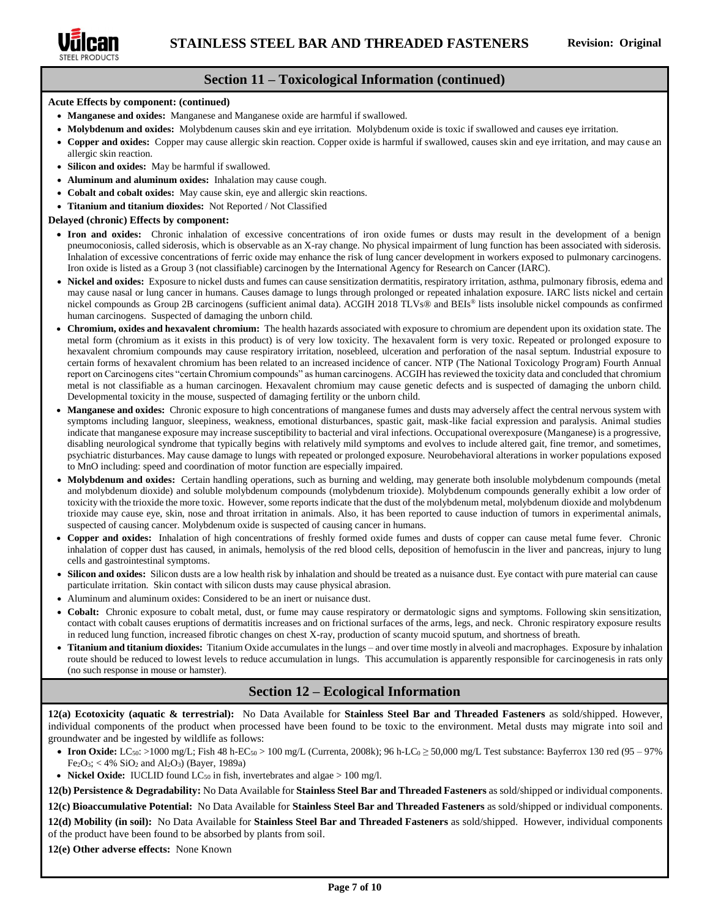## Section 11 – Toxicological Information (continued)

**Acute Effects by component: (continued)**

- **Manganese and oxides:** Manganese and Manganese oxide are harmful if swallowed.
- **Molybdenum and oxides:** Molybdenum causes skin and eye irritation. Molybdenum oxide is toxic if swallowed and causes eye irritation.
- **Copper and oxides:** Copper may cause allergic skin reaction. Copper oxide is harmful if swallowed, causes skin and eye irritation, and may cause an allergic skin reaction.
- **Silicon and oxides:** May be harmful if swallowed.
- **Aluminum and aluminum oxides:** Inhalation may cause cough.
- **Cobalt and cobalt oxides:** May cause skin, eye and allergic skin reactions.
- **Titanium and titanium dioxides:** Not Reported / Not Classified

**Delayed (chronic) Effects by component:**

- **Iron and oxides:** Chronic inhalation of excessive concentrations of iron oxide fumes or dusts may result in the development of a benign pneumoconiosis, called siderosis, which is observable as an X-ray change. No physical impairment of lung function has been associated with siderosis. Inhalation of excessive concentrations of ferric oxide may enhance the risk of lung cancer development in workers exposed to pulmonary carcinogens. Iron oxide is listed as a Group 3 (not classifiable) carcinogen by the International Agency for Research on Cancer (IARC).
- **Nickel and oxides:** Exposure to nickel dusts and fumes can cause sensitization dermatitis, respiratory irritation, asthma, pulmonary fibrosis, edema and may cause nasal or lung cancer in humans. Causes damage to lungs through prolonged or repeated inhalation exposure. IARC lists nickel and certain nickel compounds as Group 2B carcinogens (sufficient animal data). ACGIH 2018 TLVs® and BEIs® lists insoluble nickel compounds as confirmed human carcinogens. Suspected of damaging the unborn child.
- **Chromium, oxides and hexavalent chromium:** The health hazards associated with exposure to chromium are dependent upon its oxidation state. The metal form (chromium as it exists in this product) is of very low toxicity. The hexavalent form is very toxic. Repeated or prolonged exposure to hexavalent chromium compounds may cause respiratory irritation, nosebleed, ulceration and perforation of the nasal septum. Industrial exposure to certain forms of hexavalent chromium has been related to an increased incidence of cancer. NTP (The National Toxicology Program) Fourth Annual report on Carcinogens cites "certain Chromium compounds" as human carcinogens. ACGIH has reviewed the toxicity data and concluded that chromium metal is not classifiable as a human carcinogen. Hexavalent chromium may cause genetic defects and is suspected of damaging the unborn child. Developmental toxicity in the mouse, suspected of damaging fertility or the unborn child.
- **Manganese and oxides:** Chronic exposure to high concentrations of manganese fumes and dusts may adversely affect the central nervous system with symptoms including languor, sleepiness, weakness, emotional disturbances, spastic gait, mask-like facial expression and paralysis. Animal studies indicate that manganese exposure may increase susceptibility to bacterial and viral infections. Occupational overexposure (Manganese) is a progressive, disabling neurological syndrome that typically begins with relatively mild symptoms and evolves to include altered gait, fine tremor, and sometimes, psychiatric disturbances. May cause damage to lungs with repeated or prolonged exposure. Neurobehavioral alterations in worker populations exposed to MnO including: speed and coordination of motor function are especially impaired.
- **Molybdenum and oxides:** Certain handling operations, such as burning and welding, may generate both insoluble molybdenum compounds (metal and molybdenum dioxide) and soluble molybdenum compounds (molybdenum trioxide). Molybdenum compounds generally exhibit a low order of toxicity with the trioxide the more toxic. However, some reports indicate that the dust of the molybdenum metal, molybdenum dioxide and molybdenum trioxide may cause eye, skin, nose and throat irritation in animals. Also, it has been reported to cause induction of tumors in experimental animals, suspected of causing cancer. Molybdenum oxide is suspected of causing cancer in humans.
- **Copper and oxides:** Inhalation of high concentrations of freshly formed oxide fumes and dusts of copper can cause metal fume fever. Chronic inhalation of copper dust has caused, in animals, hemolysis of the red blood cells, deposition of hemofuscin in the liver and pancreas, injury to lung cells and gastrointestinal symptoms.
- **Silicon and oxides:** Silicon dusts are a low health risk by inhalation and should be treated as a nuisance dust. Eye contact with pure material can cause particulate irritation. Skin contact with silicon dusts may cause physical abrasion.
- Aluminum and aluminum oxides: Considered to be an inert or nuisance dust.
- **Cobalt:** Chronic exposure to cobalt metal, dust, or fume may cause respiratory or dermatologic signs and symptoms. Following skin sensitization, contact with cobalt causes eruptions of dermatitis increases and on frictional surfaces of the arms, legs, and neck. Chronic respiratory exposure results in reduced lung function, increased fibrotic changes on chest X-ray, production of scanty mucoid sputum, and shortness of breath.
- **Titanium and titanium dioxides:** Titanium Oxide accumulates in the lungs – and over time mostly in alveoli and macrophages. Exposure by inhalation route should be reduced to lowest levels to reduce accumulation in lungs. This accumulation is apparently responsible for carcinogenesis in rats only (no such response in mouse or hamster).

## Section 12 – Ecological Information

**12(a) Ecotoxicity (aquatic & terrestrial):** No Data Available for **Stainless Steel Bar and Threaded Fasteners** as sold/shipped. However, individual components of the product when processed have been found to be toxic to the environment. Metal dusts may migrate into soil and groundwater and be ingested by wildlife as follows:

- **Iron Oxide:** $LC_{50}$: >1000 mg/L; Fish 48 h-$EC_{50}$ > 100 mg/L (Currenta, 2008k); 96 h-$LC_0$ ≥ 50,000 mg/L Test substance: Bayferrox 130 red (95 – 97% $Fe_2O_3$; < 4% $SiO_2$ and $Al_2O_3$) (Bayer, 1989a)
- **Nickel Oxide:** IUCLID found $LC_{50}$ in fish, invertebrates and algae > 100 mg/l.

**12(b) Persistence & Degradability:** No Data Available for **Stainless Steel Bar and Threaded Fasteners** as sold/shipped or individual components.

**12(c) Bioaccumulative Potential:** No Data Available for **Stainless Steel Bar and Threaded Fasteners** as sold/shipped or individual components.

**12(d) Mobility (in soil):** No Data Available for **Stainless Steel Bar and Threaded Fasteners** as sold/shipped. However, individual components of the product have been found to be absorbed by plants from soil.

**12(e) Other adverse effects:** None Known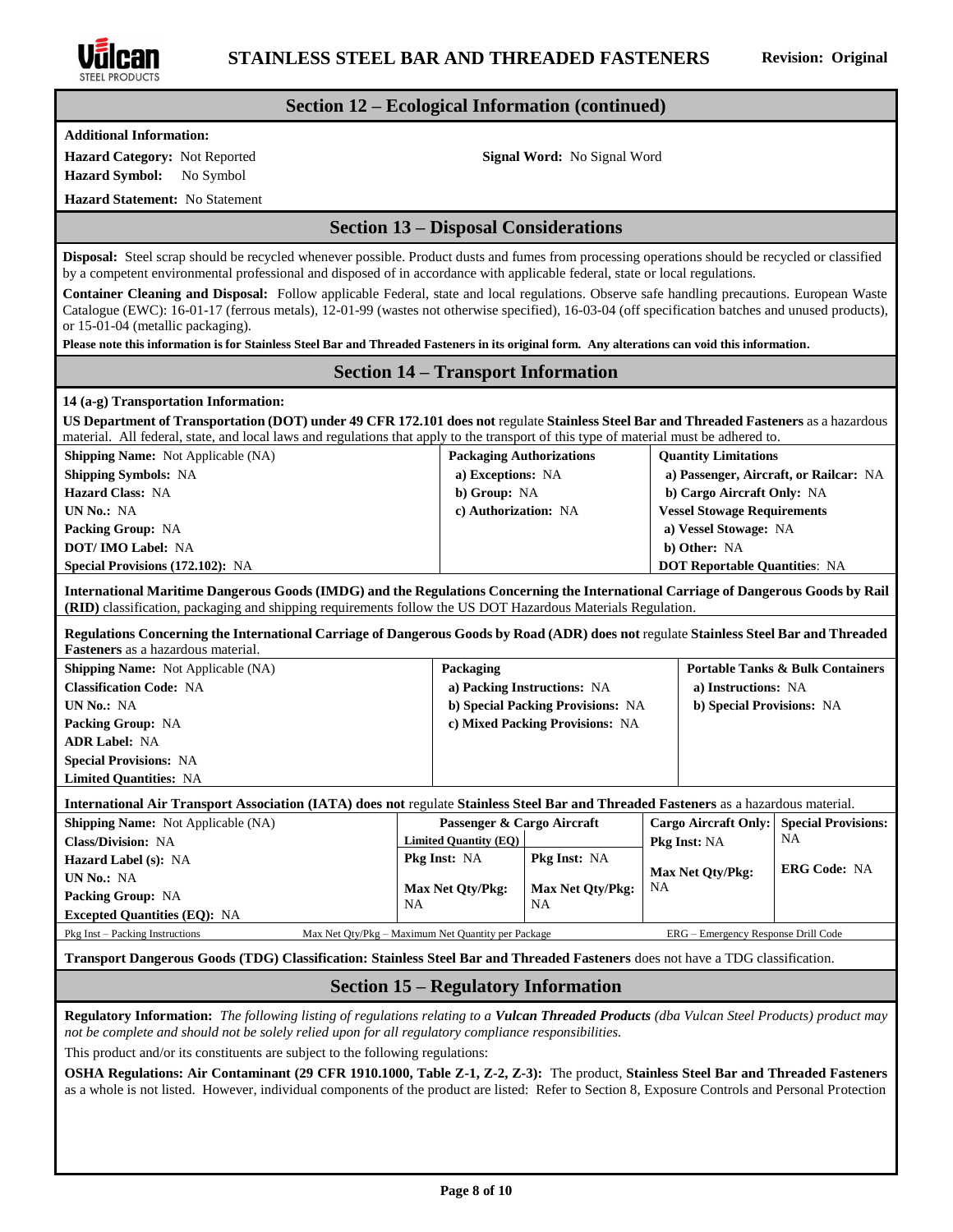## Section 12 – Ecological Information (continued)

**Additional Information:**

**Hazard Category:** Not Reported

**Signal Word:** No Signal Word

**Hazard Symbol:** No Symbol

**Hazard Statement:** No Statement

## Section 13 – Disposal Considerations

**Disposal:** Steel scrap should be recycled whenever possible. Product dusts and fumes from processing operations should be recycled or classified by a competent environmental professional and disposed of in accordance with applicable federal, state or local regulations.

**Container Cleaning and Disposal:** Follow applicable Federal, state and local regulations. Observe safe handling precautions. European Waste Catalogue (EWC): 16-01-17 (ferrous metals), 12-01-99 (wastes not otherwise specified), 16-03-04 (off specification batches and unused products), or 15-01-04 (metallic packaging).

**Please note this information is for Stainless Steel Bar and Threaded Fasteners in its original form. Any alterations can void this information.**

## Section 14 – Transport Information

**14 (a-g) Transportation Information:**

**US Department of Transportation (DOT) under 49 CFR 172.101 does not** regulate **Stainless Steel Bar and Threaded Fasteners** as a hazardous material. All federal, state, and local laws and regulations that apply to the transport of this type of material must be adhered to.

| | **Packaging Authorizations** | **Quantity Limitations** |
|---|---|---|
| **Shipping Name:** Not Applicable (NA) | | |
| **Shipping Symbols:** NA | **a) Exceptions:** NA | **a) Passenger, Aircraft, or Railcar:** NA |
| **Hazard Class:** NA | **b) Group:** NA | **b) Cargo Aircraft Only:** NA |
| **UN No.:** NA | **c) Authorization:** NA | **Vessel Stowage Requirements** |
| **Packing Group:** NA | | **a) Vessel Stowage:** NA |
| **DOT/ IMO Label:** NA | | **b) Other:** NA |
| **Special Provisions (172.102):** NA | | **DOT Reportable Quantities**: NA |

**International Maritime Dangerous Goods (IMDG) and the Regulations Concerning the International Carriage of Dangerous Goods by Rail (RID)** classification, packaging and shipping requirements follow the US DOT Hazardous Materials Regulation.

**Regulations Concerning the International Carriage of Dangerous Goods by Road (ADR) does not** regulate **Stainless Steel Bar and Threaded Fasteners** as a hazardous material.

| | **Packaging** | **Portable Tanks & Bulk Containers** |
|---|---|---|
| **Shipping Name:** Not Applicable (NA) | | |
| **Classification Code:** NA | **a) Packing Instructions:** NA | **a) Instructions:** NA |
| **UN No.:** NA | **b) Special Packing Provisions:** NA | **b) Special Provisions:** NA |
| **Packing Group:** NA | **c) Mixed Packing Provisions:** NA | |
| **ADR Label:** NA | | |
| **Special Provisions:** NA | | |
| **Limited Quantities:** NA | | |

**International Air Transport Association (IATA) does not** regulate **Stainless Steel Bar and Threaded Fasteners** as a hazardous material.

| | **Passenger & Cargo Aircraft** | | **Cargo Aircraft Only:** | **Special Provisions:** NA |
|---|---|---|---|---|
| **Shipping Name:** Not Applicable (NA) | **Limited Quantity (EQ)** | | **Pkg Inst:** NA | |
| **Class/Division:** NA | **Pkg Inst:** NA | **Pkg Inst:** NA | | **ERG Code:** NA |
| **Hazard Label (s):** NA | | | | |
| **UN No.:** NA | **Max Net Qty/Pkg:** NA | **Max Net Qty/Pkg:** NA | **Max Net Qty/Pkg:** NA | |
| **Packing Group:** NA | | | | |
| **Excepted Quantities (EQ):** NA | | | | |

Pkg Inst – Packing Instructions    Max Net Qty/Pkg – Maximum Net Quantity per Package    ERG – Emergency Response Drill Code

**Transport Dangerous Goods (TDG) Classification: Stainless Steel Bar and Threaded Fasteners** does not have a TDG classification.

## Section 15 – Regulatory Information

**Regulatory Information:** *The following listing of regulations relating to a **Vulcan Threaded Products** (dba Vulcan Steel Products) product may not be complete and should not be solely relied upon for all regulatory compliance responsibilities.*

This product and/or its constituents are subject to the following regulations:

**OSHA Regulations: Air Contaminant (29 CFR 1910.1000, Table Z-1, Z-2, Z-3):** The product, **Stainless Steel Bar and Threaded Fasteners** as a whole is not listed. However, individual components of the product are listed: Refer to Section 8, Exposure Controls and Personal Protection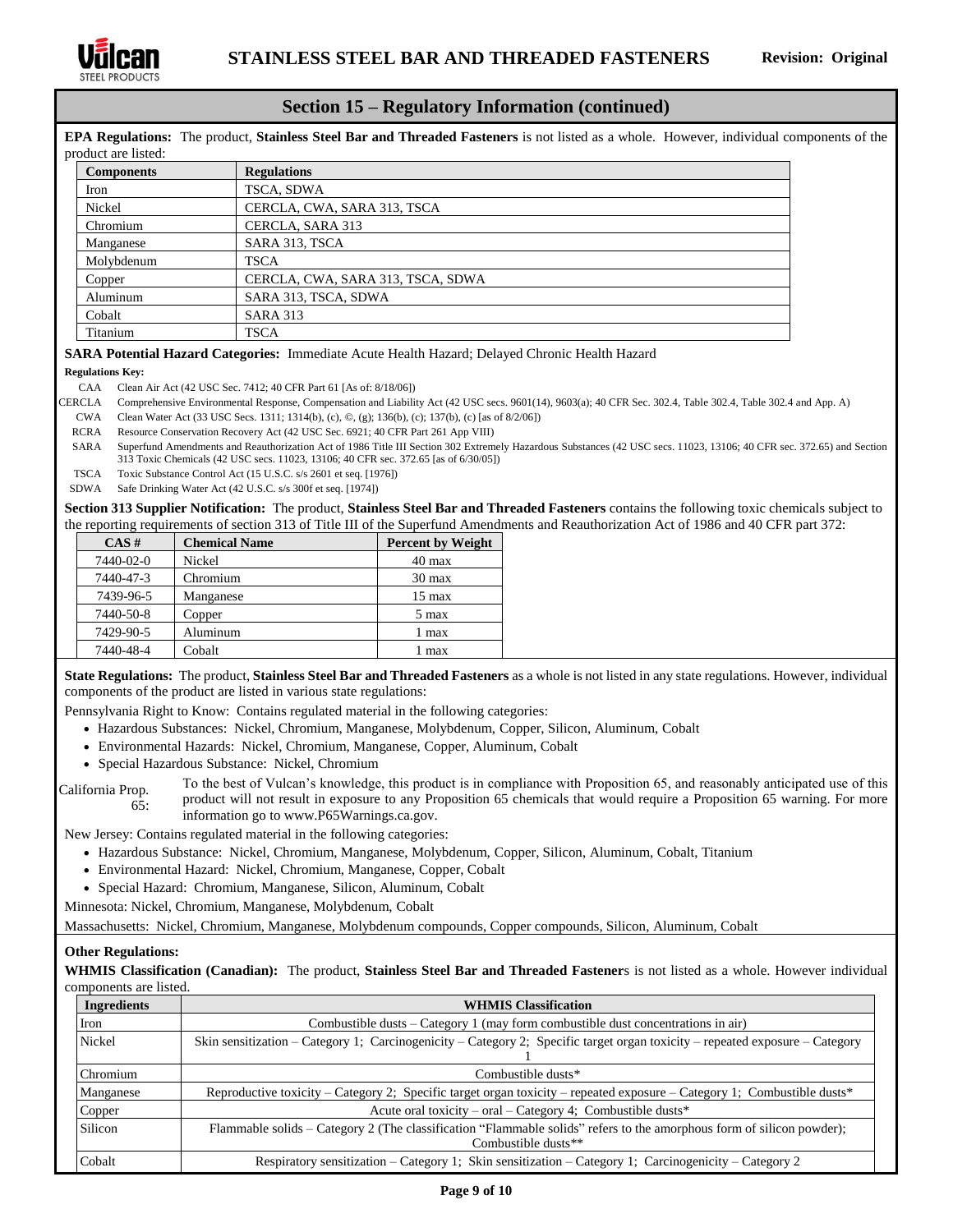## Section 15 – Regulatory Information (continued)

**EPA Regulations:** The product, **Stainless Steel Bar and Threaded Fasteners** is not listed as a whole. However, individual components of the product are listed:

| Components | Regulations |
|---|---|
| Iron | TSCA, SDWA |
| Nickel | CERCLA, CWA, SARA 313, TSCA |
| Chromium | CERCLA, SARA 313 |
| Manganese | SARA 313, TSCA |
| Molybdenum | TSCA |
| Copper | CERCLA, CWA, SARA 313, TSCA, SDWA |
| Aluminum | SARA 313, TSCA, SDWA |
| Cobalt | SARA 313 |
| Titanium | TSCA |

**SARA Potential Hazard Categories:** Immediate Acute Health Hazard; Delayed Chronic Health Hazard

**Regulations Key:**

- CAA — Clean Air Act (42 USC Sec. 7412; 40 CFR Part 61 [As of: 8/18/06])
- CERCLA — Comprehensive Environmental Response, Compensation and Liability Act (42 USC secs. 9601(14), 9603(a); 40 CFR Sec. 302.4, Table 302.4, Table 302.4 and App. A)
- CWA — Clean Water Act (33 USC Secs. 1311; 1314(b), (c), ©, (g); 136(b), (c); 137(b), (c) [as of 8/2/06])
- RCRA — Resource Conservation Recovery Act (42 USC Sec. 6921; 40 CFR Part 261 App VIII)
- SARA — Superfund Amendments and Reauthorization Act of 1986 Title III Section 302 Extremely Hazardous Substances (42 USC secs. 11023, 13106; 40 CFR sec. 372.65) and Section 313 Toxic Chemicals (42 USC secs. 11023, 13106; 40 CFR sec. 372.65 [as of 6/30/05])
- TSCA — Toxic Substance Control Act (15 U.S.C. s/s 2601 et seq. [1976])
- SDWA — Safe Drinking Water Act (42 U.S.C. s/s 300f et seq. [1974])

**Section 313 Supplier Notification:** The product, **Stainless Steel Bar and Threaded Fasteners** contains the following toxic chemicals subject to the reporting requirements of section 313 of Title III of the Superfund Amendments and Reauthorization Act of 1986 and 40 CFR part 372:

| CAS # | Chemical Name | Percent by Weight |
|---|---|---|
| 7440-02-0 | Nickel | 40 max |
| 7440-47-3 | Chromium | 30 max |
| 7439-96-5 | Manganese | 15 max |
| 7440-50-8 | Copper | 5 max |
| 7429-90-5 | Aluminum | 1 max |
| 7440-48-4 | Cobalt | 1 max |

**State Regulations:** The product, **Stainless Steel Bar and Threaded Fasteners** as a whole is not listed in any state regulations. However, individual components of the product are listed in various state regulations:

Pennsylvania Right to Know: Contains regulated material in the following categories:

- Hazardous Substances: Nickel, Chromium, Manganese, Molybdenum, Copper, Silicon, Aluminum, Cobalt
- Environmental Hazards: Nickel, Chromium, Manganese, Copper, Aluminum, Cobalt
- Special Hazardous Substance: Nickel, Chromium

California Prop. 65: To the best of Vulcan's knowledge, this product is in compliance with Proposition 65, and reasonably anticipated use of this product will not result in exposure to any Proposition 65 chemicals that would require a Proposition 65 warning. For more information go to www.P65Warnings.ca.gov.

New Jersey: Contains regulated material in the following categories:

- Hazardous Substance: Nickel, Chromium, Manganese, Molybdenum, Copper, Silicon, Aluminum, Cobalt, Titanium
- Environmental Hazard: Nickel, Chromium, Manganese, Copper, Cobalt
- Special Hazard: Chromium, Manganese, Silicon, Aluminum, Cobalt

Minnesota: Nickel, Chromium, Manganese, Molybdenum, Cobalt

Massachusetts: Nickel, Chromium, Manganese, Molybdenum compounds, Copper compounds, Silicon, Aluminum, Cobalt

**Other Regulations:**

**WHMIS Classification (Canadian):** The product, **Stainless Steel Bar and Threaded Fasteners** is not listed as a whole. However individual components are listed.

| Ingredients | WHMIS Classification |
|---|---|
| Iron | Combustible dusts – Category 1 (may form combustible dust concentrations in air) |
| Nickel | Skin sensitization – Category 1; Carcinogenicity – Category 2; Specific target organ toxicity – repeated exposure – Category 1 |
| Chromium | Combustible dusts* |
| Manganese | Reproductive toxicity – Category 2; Specific target organ toxicity – repeated exposure – Category 1; Combustible dusts* |
| Copper | Acute oral toxicity – oral – Category 4; Combustible dusts* |
| Silicon | Flammable solids – Category 2 (The classification "Flammable solids" refers to the amorphous form of silicon powder); Combustible dusts** |
| Cobalt | Respiratory sensitization – Category 1; Skin sensitization – Category 1; Carcinogenicity – Category 2 |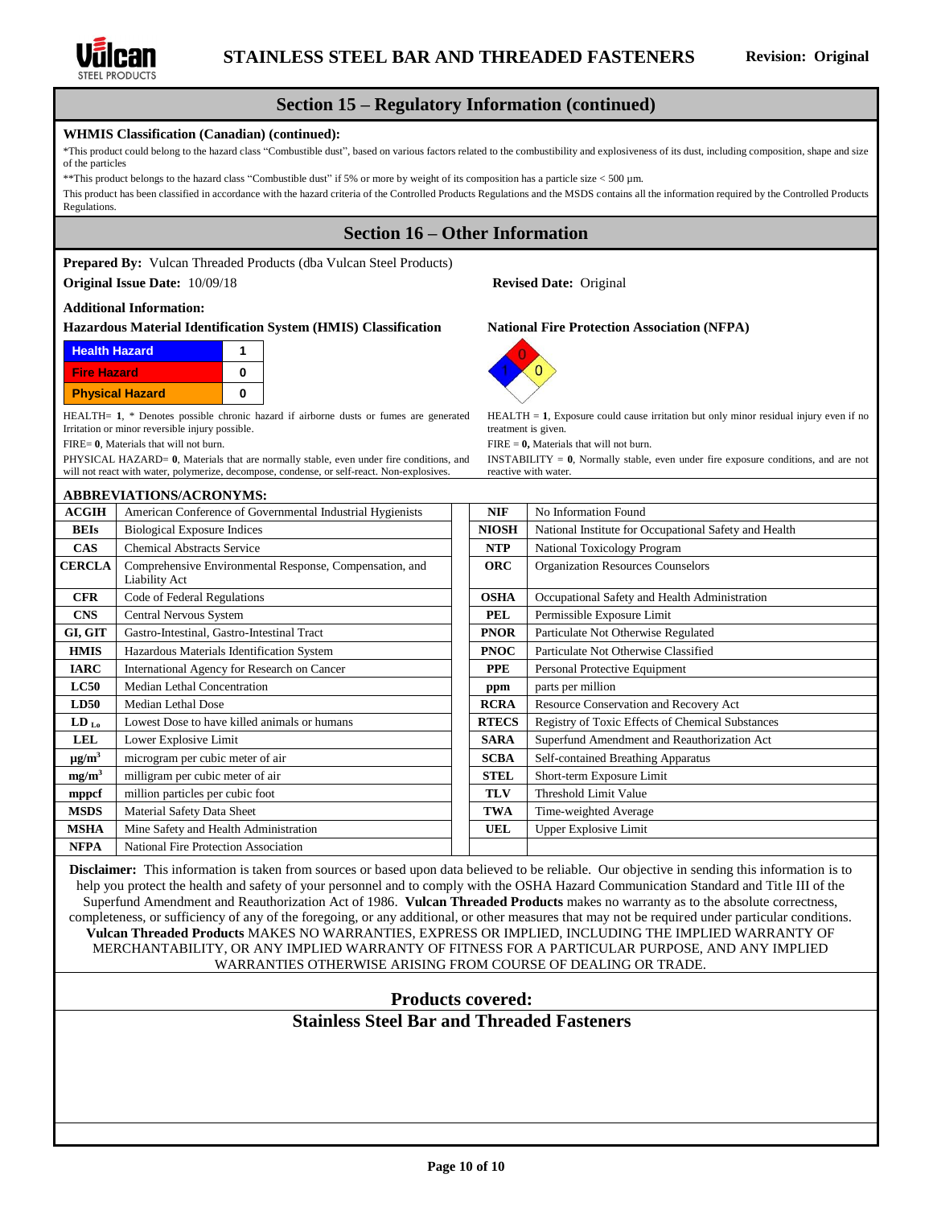## Section 15 – Regulatory Information (continued)

**WHMIS Classification (Canadian) (continued):**

*This product could belong to the hazard class "Combustible dust", based on various factors related to the combustibility and explosiveness of its dust, including composition, shape and size of the particles

**This product belongs to the hazard class "Combustible dust" if 5% or more by weight of its composition has a particle size < 500 µm.

This product has been classified in accordance with the hazard criteria of the Controlled Products Regulations and the MSDS contains all the information required by the Controlled Products Regulations.

## Section 16 – Other Information

**Prepared By:** Vulcan Threaded Products (dba Vulcan Steel Products)

**Original Issue Date:** 10/09/18

**Revised Date:** Original

**Additional Information:**

**Hazardous Material Identification System (HMIS) Classification**

| | |
|---|---|
| Health Hazard | 1 |
| Fire Hazard | 0 |
| Physical Hazard | 0 |

HEALTH= **1**, * Denotes possible chronic hazard if airborne dusts or fumes are generated Irritation or minor reversible injury possible.

FIRE= **0**, Materials that will not burn.

PHYSICAL HAZARD= **0**, Materials that are normally stable, even under fire conditions, and will not react with water, polymerize, decompose, condense, or self-react. Non-explosives.

**National Fire Protection Association (NFPA)**

0
1 0

HEALTH = **1**, Exposure could cause irritation but only minor residual injury even if no treatment is given.

FIRE = **0,** Materials that will not burn.

INSTABILITY = **0**, Normally stable, even under fire exposure conditions, and are not reactive with water.

**ABBREVIATIONS/ACRONYMS:**

| | | | |
|---|---|---|---|
| **ACGIH** | American Conference of Governmental Industrial Hygienists | **NIF** | No Information Found |
| **BEIs** | Biological Exposure Indices | **NIOSH** | National Institute for Occupational Safety and Health |
| **CAS** | Chemical Abstracts Service | **NTP** | National Toxicology Program |
| **CERCLA** | Comprehensive Environmental Response, Compensation, and Liability Act | **ORC** | Organization Resources Counselors |
| **CFR** | Code of Federal Regulations | **OSHA** | Occupational Safety and Health Administration |
| **CNS** | Central Nervous System | **PEL** | Permissible Exposure Limit |
| **GI, GIT** | Gastro-Intestinal, Gastro-Intestinal Tract | **PNOR** | Particulate Not Otherwise Regulated |
| **HMIS** | Hazardous Materials Identification System | **PNOC** | Particulate Not Otherwise Classified |
| **IARC** | International Agency for Research on Cancer | **PPE** | Personal Protective Equipment |
| **LC50** | Median Lethal Concentration | **ppm** | parts per million |
| **LD50** | Median Lethal Dose | **RCRA** | Resource Conservation and Recovery Act |
| **$LD_{Lo}$** | Lowest Dose to have killed animals or humans | **RTECS** | Registry of Toxic Effects of Chemical Substances |
| **LEL** | Lower Explosive Limit | **SARA** | Superfund Amendment and Reauthorization Act |
| **$\mu g/m^3$** | microgram per cubic meter of air | **SCBA** | Self-contained Breathing Apparatus |
| **$mg/m^3$** | milligram per cubic meter of air | **STEL** | Short-term Exposure Limit |
| **mppcf** | million particles per cubic foot | **TLV** | Threshold Limit Value |
| **MSDS** | Material Safety Data Sheet | **TWA** | Time-weighted Average |
| **MSHA** | Mine Safety and Health Administration | **UEL** | Upper Explosive Limit |
| **NFPA** | National Fire Protection Association | | |

**Disclaimer:** This information is taken from sources or based upon data believed to be reliable. Our objective in sending this information is to help you protect the health and safety of your personnel and to comply with the OSHA Hazard Communication Standard and Title III of the Superfund Amendment and Reauthorization Act of 1986. **Vulcan Threaded Products** makes no warranty as to the absolute correctness, completeness, or sufficiency of any of the foregoing, or any additional, or other measures that may not be required under particular conditions. **Vulcan Threaded Products** MAKES NO WARRANTIES, EXPRESS OR IMPLIED, INCLUDING THE IMPLIED WARRANTY OF MERCHANTABILITY, OR ANY IMPLIED WARRANTY OF FITNESS FOR A PARTICULAR PURPOSE, AND ANY IMPLIED WARRANTIES OTHERWISE ARISING FROM COURSE OF DEALING OR TRADE.

**Products covered:**

**Stainless Steel Bar and Threaded Fasteners**